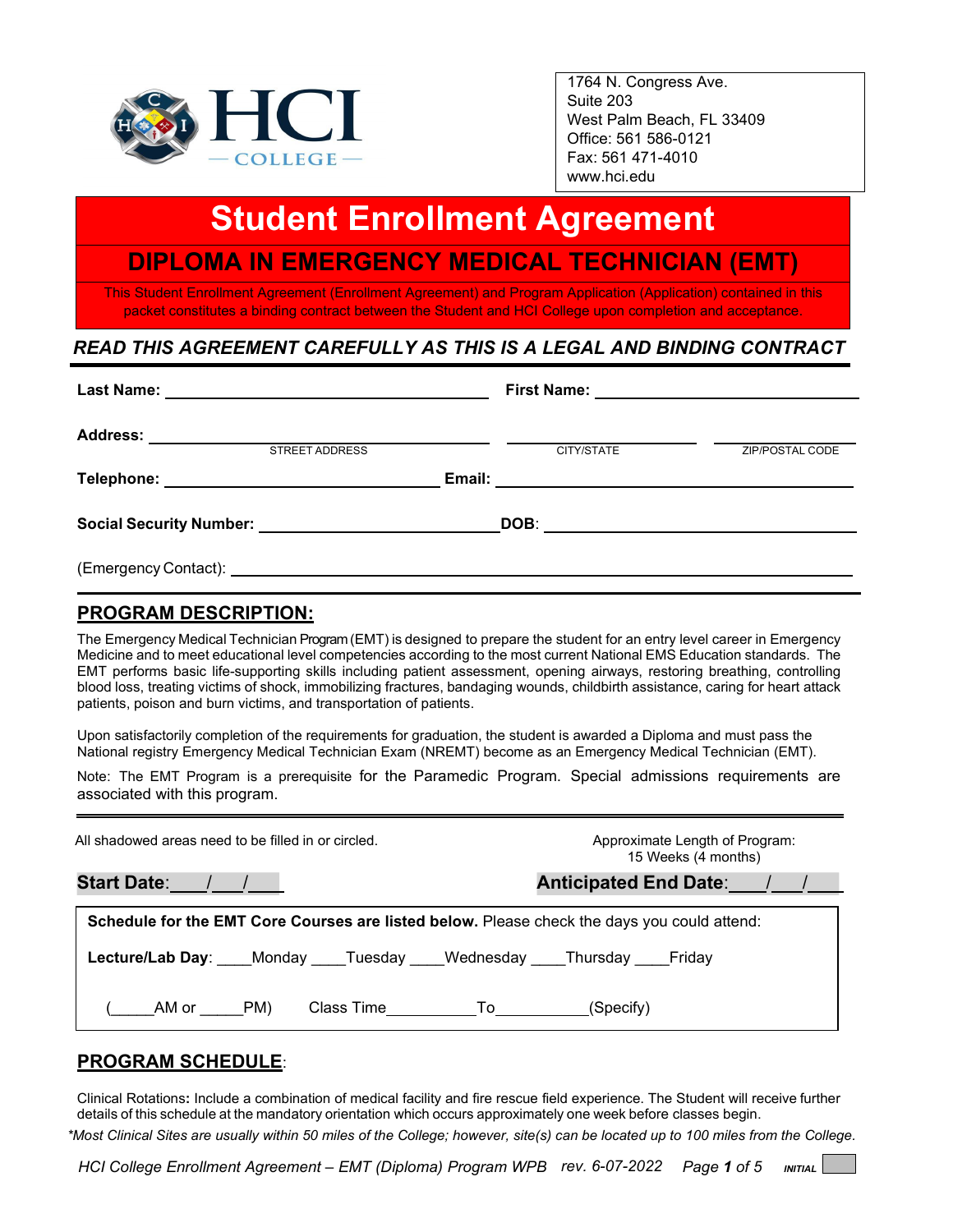HCI COLLEGE

1764 N. Congress Ave.
Suite 203
West Palm Beach, FL 33409
Office: 561 586-0121
Fax: 561 471-4010
www.hci.edu

# Student Enrollment Agreement

## DIPLOMA IN EMERGENCY MEDICAL TECHNICIAN (EMT)

This Student Enrollment Agreement (Enrollment Agreement) and Program Application (Application) contained in this packet constitutes a binding contract between the Student and HCI College upon completion and acceptance.

***READ THIS AGREEMENT CAREFULLY AS THIS IS A LEGAL AND BINDING CONTRACT***

**Last Name:** ______________________ **First Name:** ______________________

**Address:** ______________________ ______________________ ______________________
STREET ADDRESS CITY/STATE ZIP/POSTAL CODE

**Telephone:** ______________________ **Email:** ______________________

**Social Security Number:** ______________________ **DOB**: ______________________

(Emergency Contact): ______________________

## PROGRAM DESCRIPTION:

The Emergency Medical Technician Program (EMT) is designed to prepare the student for an entry level career in Emergency Medicine and to meet educational level competencies according to the most current National EMS Education standards. The EMT performs basic life-supporting skills including patient assessment, opening airways, restoring breathing, controlling blood loss, treating victims of shock, immobilizing fractures, bandaging wounds, childbirth assistance, caring for heart attack patients, poison and burn victims, and transportation of patients.

Upon satisfactorily completion of the requirements for graduation, the student is awarded a Diploma and must pass the National registry Emergency Medical Technician Exam (NREMT) become as an Emergency Medical Technician (EMT).

Note: The EMT Program is a prerequisite for the Paramedic Program. Special admissions requirements are associated with this program.

All shadowed areas need to be filled in or circled.

Approximate Length of Program:
15 Weeks (4 months)

**Start Date**:\_\_\_/\_\_\_/\_\_\_ **Anticipated End Date**:\_\_\_/\_\_\_/\_\_\_

**Schedule for the EMT Core Courses are listed below.** Please check the days you could attend:

**Lecture/Lab Day**: \_\_\_\_Monday \_\_\_\_Tuesday \_\_\_\_Wednesday \_\_\_\_Thursday \_\_\_\_Friday

(\_\_\_\_\_AM or \_\_\_\_\_PM) Class Time\_\_\_\_\_\_\_\_\_\_To\_\_\_\_\_\_\_\_\_\_(Specify)

## PROGRAM SCHEDULE:

Clinical Rotations**:** Include a combination of medical facility and fire rescue field experience. The Student will receive further details of this schedule at the mandatory orientation which occurs approximately one week before classes begin.

*\*Most Clinical Sites are usually within 50 miles of the College; however, site(s) can be located up to 100 miles from the College.*

INITIAL ____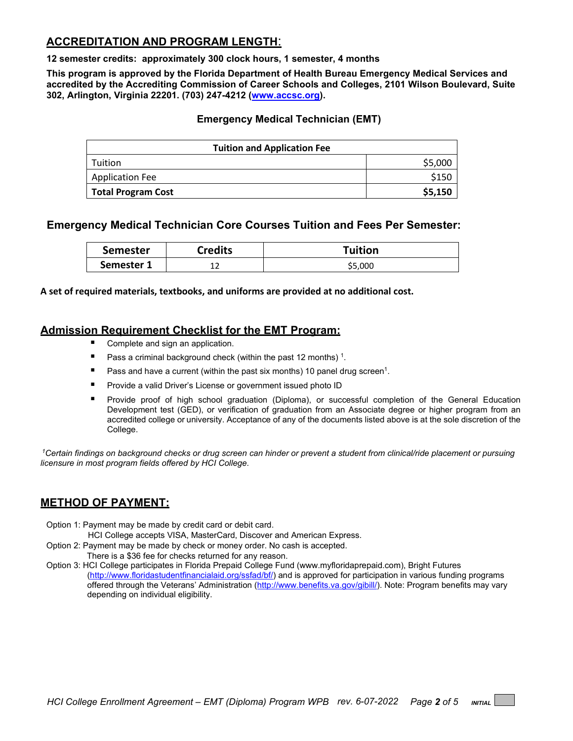## ACCREDITATION AND PROGRAM LENGTH:

**12 semester credits: approximately 300 clock hours, 1 semester, 4 months**

**This program is approved by the Florida Department of Health Bureau Emergency Medical Services and accredited by the Accrediting Commission of Career Schools and Colleges, 2101 Wilson Boulevard, Suite 302, Arlington, Virginia 22201. (703) 247-4212 (www.accsc.org).**

### Emergency Medical Technician (EMT)

| Tuition and Application Fee | |
|---|---:|
| Tuition | $5,000 |
| Application Fee | $150 |
| **Total Program Cost** | **$5,150** |

### Emergency Medical Technician Core Courses Tuition and Fees Per Semester:

| Semester | Credits | Tuition |
|---|---|---|
| **Semester 1** | 12 | $5,000 |

**A set of required materials, textbooks, and uniforms are provided at no additional cost.**

## Admission Requirement Checklist for the EMT Program:

- Complete and sign an application.
- Pass a criminal background check (within the past 12 months) [1].
- Pass and have a current (within the past six months) 10 panel drug screen[1].
- Provide a valid Driver's License or government issued photo ID
- Provide proof of high school graduation (Diploma), or successful completion of the General Education Development test (GED), or verification of graduation from an Associate degree or higher program from an accredited college or university. Acceptance of any of the documents listed above is at the sole discretion of the College.

*[1]Certain findings on background checks or drug screen can hinder or prevent a student from clinical/ride placement or pursuing licensure in most program fields offered by HCI College.*

## METHOD OF PAYMENT:

Option 1: Payment may be made by credit card or debit card.
HCI College accepts VISA, MasterCard, Discover and American Express.

Option 2: Payment may be made by check or money order. No cash is accepted.
There is a $36 fee for checks returned for any reason.

Option 3: HCI College participates in Florida Prepaid College Fund (www.myfloridaprepaid.com), Bright Futures (http://www.floridastudentfinancialaid.org/ssfad/bf/) and is approved for participation in various funding programs offered through the Veterans' Administration (http://www.benefits.va.gov/gibill/). Note: Program benefits may vary depending on individual eligibility.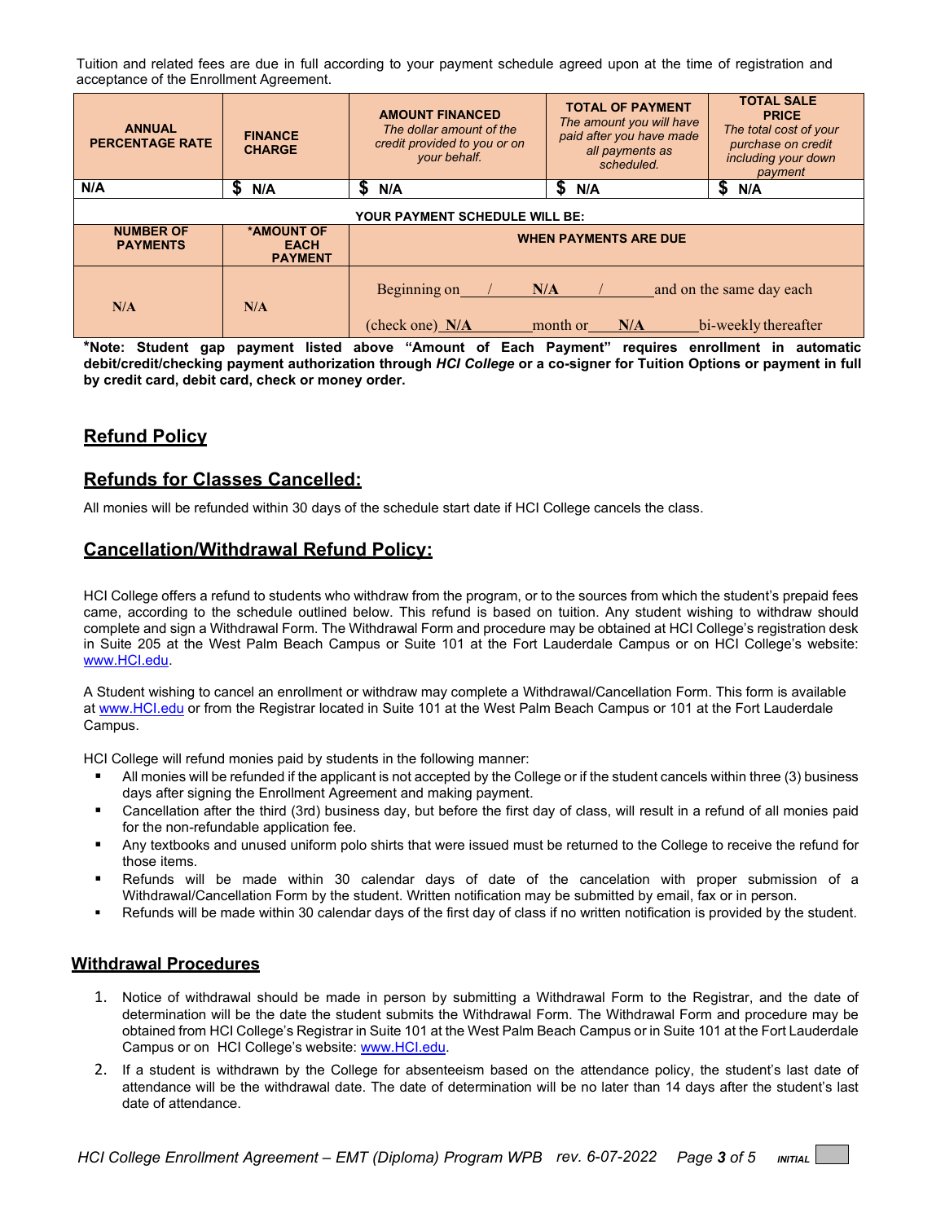Tuition and related fees are due in full according to your payment schedule agreed upon at the time of registration and acceptance of the Enrollment Agreement.

| ANNUAL PERCENTAGE RATE | FINANCE CHARGE | AMOUNT FINANCED *The dollar amount of the credit provided to you or on your behalf.* | TOTAL OF PAYMENT *The amount you will have paid after you have made all payments as scheduled.* | TOTAL SALE PRICE *The total cost of your purchase on credit including your down payment* |
|---|---|---|---|---|
| N/A | $ N/A | $ N/A | $ N/A | $ N/A |
| **YOUR PAYMENT SCHEDULE WILL BE:** | | | | |
| **NUMBER OF PAYMENTS** | **\*AMOUNT OF EACH PAYMENT** | **WHEN PAYMENTS ARE DUE** | | |
| N/A | N/A | Beginning on ___/___N/A___/______ and on the same day each (check one) N/A month or ___N/A___ bi-weekly thereafter | | |

**\*Note: Student gap payment listed above "Amount of Each Payment" requires enrollment in automatic debit/credit/checking payment authorization through *HCI College* or a co-signer for Tuition Options or payment in full by credit card, debit card, check or money order.**

## Refund Policy

## Refunds for Classes Cancelled:

All monies will be refunded within 30 days of the schedule start date if HCI College cancels the class.

## Cancellation/Withdrawal Refund Policy:

HCI College offers a refund to students who withdraw from the program, or to the sources from which the student's prepaid fees came, according to the schedule outlined below. This refund is based on tuition. Any student wishing to withdraw should complete and sign a Withdrawal Form. The Withdrawal Form and procedure may be obtained at HCI College's registration desk in Suite 205 at the West Palm Beach Campus or Suite 101 at the Fort Lauderdale Campus or on HCI College's website: www.HCI.edu.

A Student wishing to cancel an enrollment or withdraw may complete a Withdrawal/Cancellation Form. This form is available at www.HCI.edu or from the Registrar located in Suite 101 at the West Palm Beach Campus or 101 at the Fort Lauderdale Campus.

HCI College will refund monies paid by students in the following manner:

- All monies will be refunded if the applicant is not accepted by the College or if the student cancels within three (3) business days after signing the Enrollment Agreement and making payment.
- Cancellation after the third (3rd) business day, but before the first day of class, will result in a refund of all monies paid for the non-refundable application fee.
- Any textbooks and unused uniform polo shirts that were issued must be returned to the College to receive the refund for those items.
- Refunds will be made within 30 calendar days of date of the cancelation with proper submission of a Withdrawal/Cancellation Form by the student. Written notification may be submitted by email, fax or in person.
- Refunds will be made within 30 calendar days of the first day of class if no written notification is provided by the student.

## Withdrawal Procedures

1. Notice of withdrawal should be made in person by submitting a Withdrawal Form to the Registrar, and the date of determination will be the date the student submits the Withdrawal Form. The Withdrawal Form and procedure may be obtained from HCI College's Registrar in Suite 101 at the West Palm Beach Campus or in Suite 101 at the Fort Lauderdale Campus or on HCI College's website: www.HCI.edu.
2. If a student is withdrawn by the College for absenteeism based on the attendance policy, the student's last date of attendance will be the withdrawal date. The date of determination will be no later than 14 days after the student's last date of attendance.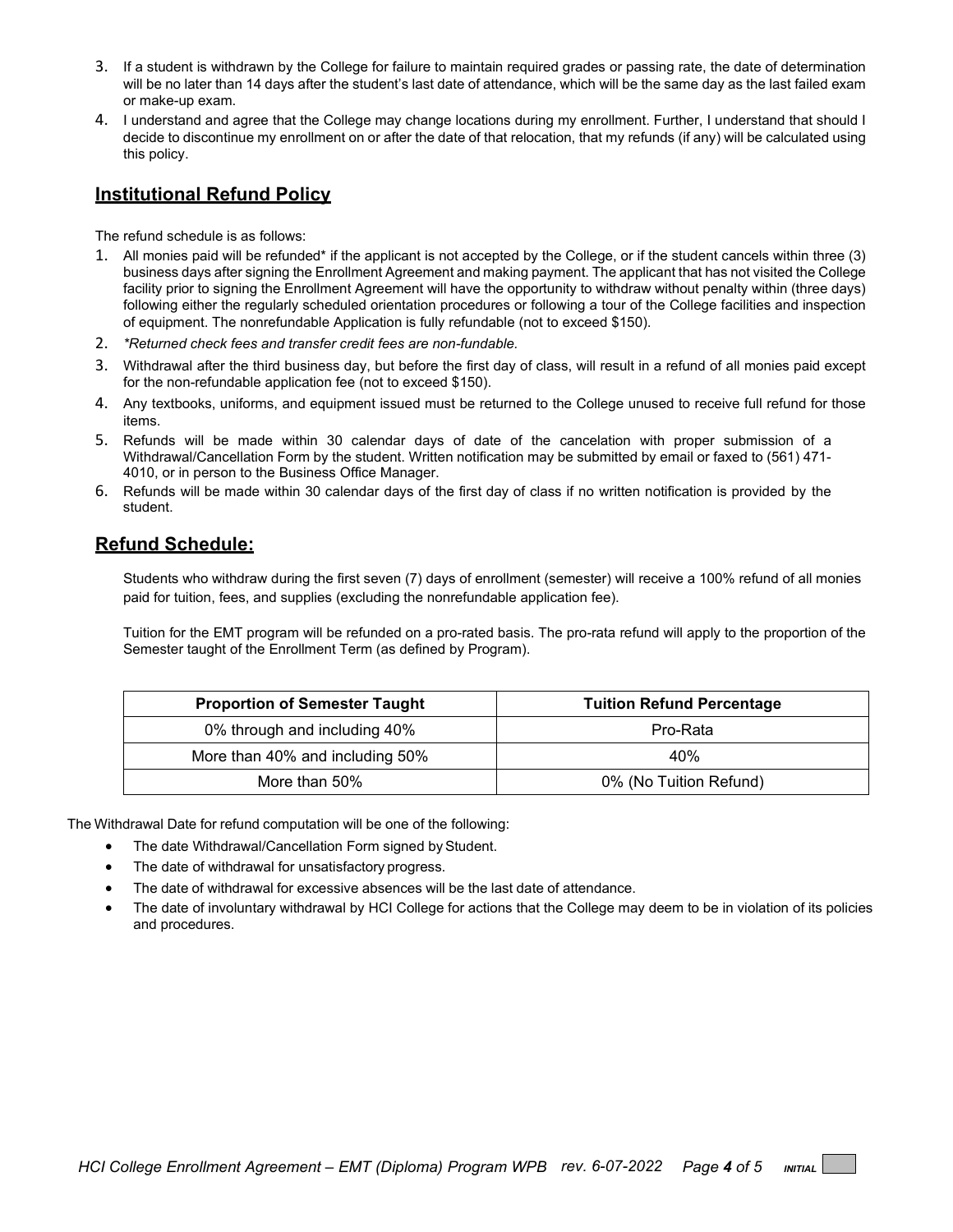3. If a student is withdrawn by the College for failure to maintain required grades or passing rate, the date of determination will be no later than 14 days after the student's last date of attendance, which will be the same day as the last failed exam or make-up exam.
4. I understand and agree that the College may change locations during my enrollment. Further, I understand that should I decide to discontinue my enrollment on or after the date of that relocation, that my refunds (if any) will be calculated using this policy.

## Institutional Refund Policy

The refund schedule is as follows:

1. All monies paid will be refunded* if the applicant is not accepted by the College, or if the student cancels within three (3) business days after signing the Enrollment Agreement and making payment. The applicant that has not visited the College facility prior to signing the Enrollment Agreement will have the opportunity to withdraw without penalty within (three days) following either the regularly scheduled orientation procedures or following a tour of the College facilities and inspection of equipment. The nonrefundable Application is fully refundable (not to exceed $150).
2. *\*Returned check fees and transfer credit fees are non-fundable.*
3. Withdrawal after the third business day, but before the first day of class, will result in a refund of all monies paid except for the non-refundable application fee (not to exceed $150).
4. Any textbooks, uniforms, and equipment issued must be returned to the College unused to receive full refund for those items.
5. Refunds will be made within 30 calendar days of date of the cancelation with proper submission of a Withdrawal/Cancellation Form by the student. Written notification may be submitted by email or faxed to (561) 471-4010, or in person to the Business Office Manager.
6. Refunds will be made within 30 calendar days of the first day of class if no written notification is provided by the student.

## Refund Schedule:

Students who withdraw during the first seven (7) days of enrollment (semester) will receive a 100% refund of all monies paid for tuition, fees, and supplies (excluding the nonrefundable application fee).

Tuition for the EMT program will be refunded on a pro-rated basis. The pro-rata refund will apply to the proportion of the Semester taught of the Enrollment Term (as defined by Program).

| Proportion of Semester Taught | Tuition Refund Percentage |
| --- | --- |
| 0% through and including 40% | Pro-Rata |
| More than 40% and including 50% | 40% |
| More than 50% | 0% (No Tuition Refund) |

The Withdrawal Date for refund computation will be one of the following:

- The date Withdrawal/Cancellation Form signed by Student.
- The date of withdrawal for unsatisfactory progress.
- The date of withdrawal for excessive absences will be the last date of attendance.
- The date of involuntary withdrawal by HCI College for actions that the College may deem to be in violation of its policies and procedures.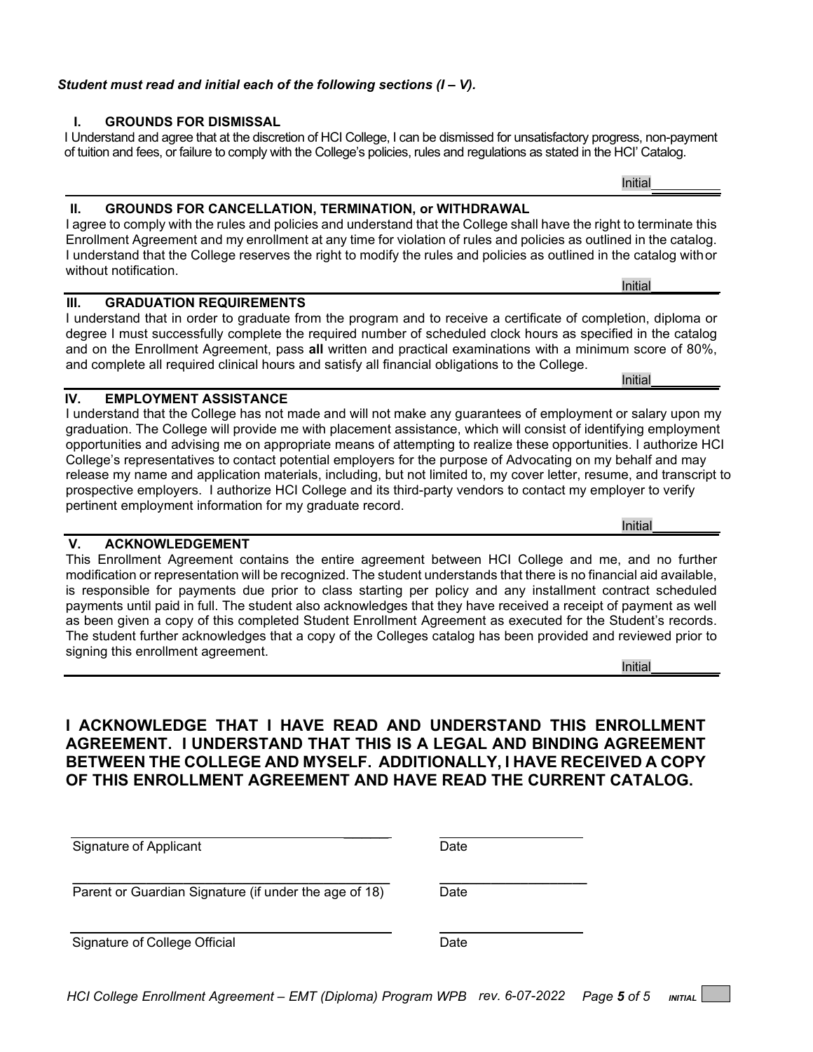***Student must read and initial each of the following sections (I – V).***

## I. GROUNDS FOR DISMISSAL

I Understand and agree that at the discretion of HCI College, I can be dismissed for unsatisfactory progress, non-payment of tuition and fees, or failure to comply with the College's policies, rules and regulations as stated in the HCI' Catalog.

Initial__________

## II. GROUNDS FOR CANCELLATION, TERMINATION, or WITHDRAWAL

I agree to comply with the rules and policies and understand that the College shall have the right to terminate this Enrollment Agreement and my enrollment at any time for violation of rules and policies as outlined in the catalog. I understand that the College reserves the right to modify the rules and policies as outlined in the catalog withor without notification.

Initial__________

## III. GRADUATION REQUIREMENTS

I understand that in order to graduate from the program and to receive a certificate of completion, diploma or degree I must successfully complete the required number of scheduled clock hours as specified in the catalog and on the Enrollment Agreement, pass **all** written and practical examinations with a minimum score of 80%, and complete all required clinical hours and satisfy all financial obligations to the College.

Initial__________

## IV. EMPLOYMENT ASSISTANCE

I understand that the College has not made and will not make any guarantees of employment or salary upon my graduation. The College will provide me with placement assistance, which will consist of identifying employment opportunities and advising me on appropriate means of attempting to realize these opportunities. I authorize HCI College's representatives to contact potential employers for the purpose of Advocating on my behalf and may release my name and application materials, including, but not limited to, my cover letter, resume, and transcript to prospective employers. I authorize HCI College and its third-party vendors to contact my employer to verify pertinent employment information for my graduate record.

Initial__________

## V. ACKNOWLEDGEMENT

This Enrollment Agreement contains the entire agreement between HCI College and me, and no further modification or representation will be recognized. The student understands that there is no financial aid available, is responsible for payments due prior to class starting per policy and any installment contract scheduled payments until paid in full. The student also acknowledges that they have received a receipt of payment as well as been given a copy of this completed Student Enrollment Agreement as executed for the Student's records. The student further acknowledges that a copy of the Colleges catalog has been provided and reviewed prior to signing this enrollment agreement.

Initial__________

**I ACKNOWLEDGE THAT I HAVE READ AND UNDERSTAND THIS ENROLLMENT AGREEMENT. I UNDERSTAND THAT THIS IS A LEGAL AND BINDING AGREEMENT BETWEEN THE COLLEGE AND MYSELF. ADDITIONALLY, I HAVE RECEIVED A COPY OF THIS ENROLLMENT AGREEMENT AND HAVE READ THE CURRENT CATALOG.**

| | |
|---|---|
| ______________________________ | ____________________ |
| Signature of Applicant | Date |
| ______________________________ | ____________________ |
| Parent or Guardian Signature (if under the age of 18) | Date |
| ______________________________ | ____________________ |
| Signature of College Official | Date |

*HCI College Enrollment Agreement – EMT (Diploma) Program WPB rev. 6-07-2022* ***INITIAL*** ______